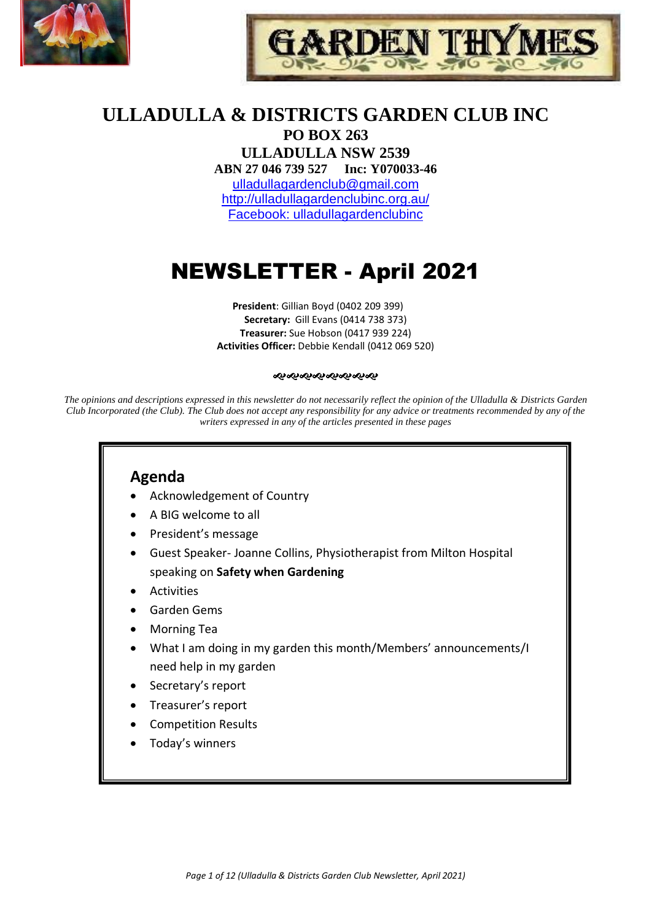# ULLADULLA & DISTRICTS GARDEN CLUB INC

**PO BOX 263**

**ULLADULLA NSW 2539**

**ABN 27 046 739 527 Inc: Y070033-46**

ulladullagardenclub@gmail.com

http://ulladullagardenclubinc.org.au/

Facebook: ulladullagardenclubinc

# NEWSLETTER - April 2021

**President**: Gillian Boyd (0402 209 399)

**Secretary:** Gill Evans (0414 738 373)

**Treasurer:** Sue Hobson (0417 939 224)

**Activities Officer:** Debbie Kendall (0412 069 520)

*The opinions and descriptions expressed in this newsletter do not necessarily reflect the opinion of the Ulladulla & Districts Garden Club Incorporated (the Club). The Club does not accept any responsibility for any advice or treatments recommended by any of the writers expressed in any of the articles presented in these pages*

## Agenda

- Acknowledgement of Country
- A BIG welcome to all
- President's message
- Guest Speaker- Joanne Collins, Physiotherapist from Milton Hospital speaking on **Safety when Gardening**
- Activities
- Garden Gems
- Morning Tea
- What I am doing in my garden this month/Members' announcements/I need help in my garden
- Secretary's report
- Treasurer's report
- Competition Results
- Today's winners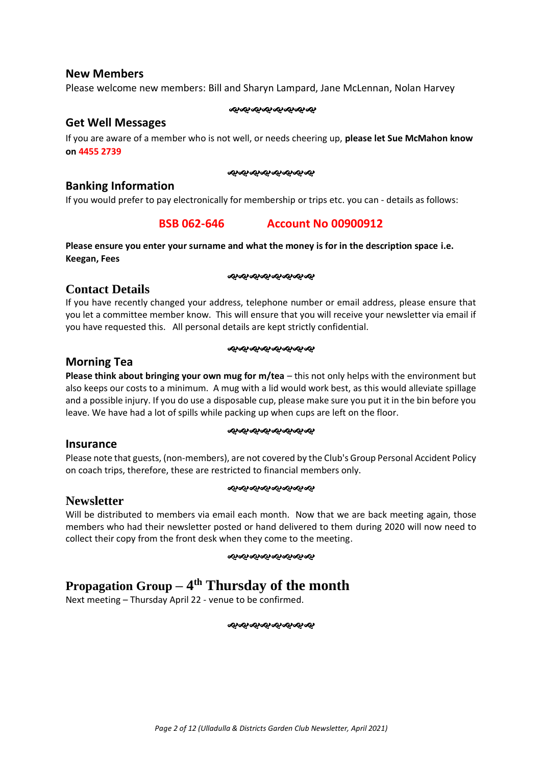## New Members

Please welcome new members: Bill and Sharyn Lampard, Jane McLennan, Nolan Harvey

## Get Well Messages

If you are aware of a member who is not well, or needs cheering up, **please let Sue McMahon know on 4455 2739**

## Banking Information

If you would prefer to pay electronically for membership or trips etc. you can - details as follows:

**BSB 062-646 Account No 00900912**

**Please ensure you enter your surname and what the money is for in the description space i.e. Keegan, Fees**

## Contact Details

If you have recently changed your address, telephone number or email address, please ensure that you let a committee member know. This will ensure that you will receive your newsletter via email if you have requested this. All personal details are kept strictly confidential.

## Morning Tea

**Please think about bringing your own mug for m/tea** – this not only helps with the environment but also keeps our costs to a minimum. A mug with a lid would work best, as this would alleviate spillage and a possible injury. If you do use a disposable cup, please make sure you put it in the bin before you leave. We have had a lot of spills while packing up when cups are left on the floor.

## Insurance

Please note that guests, (non-members), are not covered by the Club's Group Personal Accident Policy on coach trips, therefore, these are restricted to financial members only.

## Newsletter

Will be distributed to members via email each month. Now that we are back meeting again, those members who had their newsletter posted or hand delivered to them during 2020 will now need to collect their copy from the front desk when they come to the meeting.

## Propagation Group – 4th Thursday of the month

Next meeting – Thursday April 22 - venue to be confirmed.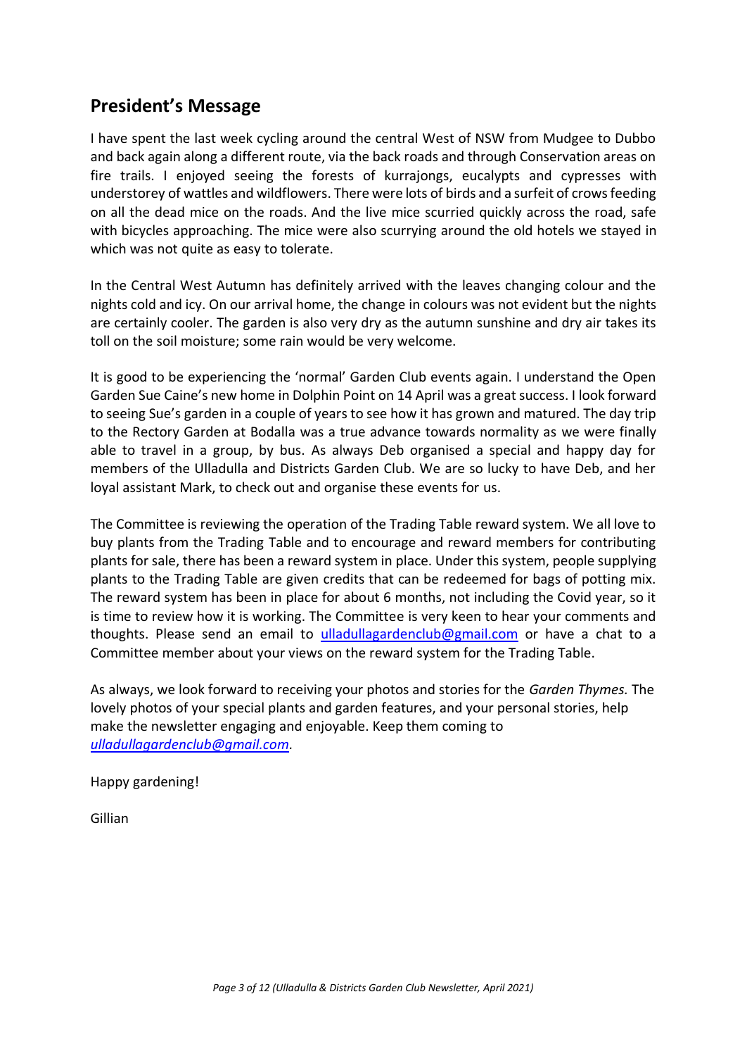## President's Message

I have spent the last week cycling around the central West of NSW from Mudgee to Dubbo and back again along a different route, via the back roads and through Conservation areas on fire trails. I enjoyed seeing the forests of kurrajongs, eucalypts and cypresses with understorey of wattles and wildflowers. There were lots of birds and a surfeit of crows feeding on all the dead mice on the roads. And the live mice scurried quickly across the road, safe with bicycles approaching. The mice were also scurrying around the old hotels we stayed in which was not quite as easy to tolerate.

In the Central West Autumn has definitely arrived with the leaves changing colour and the nights cold and icy. On our arrival home, the change in colours was not evident but the nights are certainly cooler. The garden is also very dry as the autumn sunshine and dry air takes its toll on the soil moisture; some rain would be very welcome.

It is good to be experiencing the 'normal' Garden Club events again. I understand the Open Garden Sue Caine's new home in Dolphin Point on 14 April was a great success. I look forward to seeing Sue's garden in a couple of years to see how it has grown and matured. The day trip to the Rectory Garden at Bodalla was a true advance towards normality as we were finally able to travel in a group, by bus. As always Deb organised a special and happy day for members of the Ulladulla and Districts Garden Club. We are so lucky to have Deb, and her loyal assistant Mark, to check out and organise these events for us.

The Committee is reviewing the operation of the Trading Table reward system. We all love to buy plants from the Trading Table and to encourage and reward members for contributing plants for sale, there has been a reward system in place. Under this system, people supplying plants to the Trading Table are given credits that can be redeemed for bags of potting mix. The reward system has been in place for about 6 months, not including the Covid year, so it is time to review how it is working. The Committee is very keen to hear your comments and thoughts. Please send an email to ulladullagardenclub@gmail.com or have a chat to a Committee member about your views on the reward system for the Trading Table.

As always, we look forward to receiving your photos and stories for the *Garden Thymes.* The lovely photos of your special plants and garden features, and your personal stories, help make the newsletter engaging and enjoyable. Keep them coming to *ulladullagardenclub@gmail.com.*

Happy gardening!

Gillian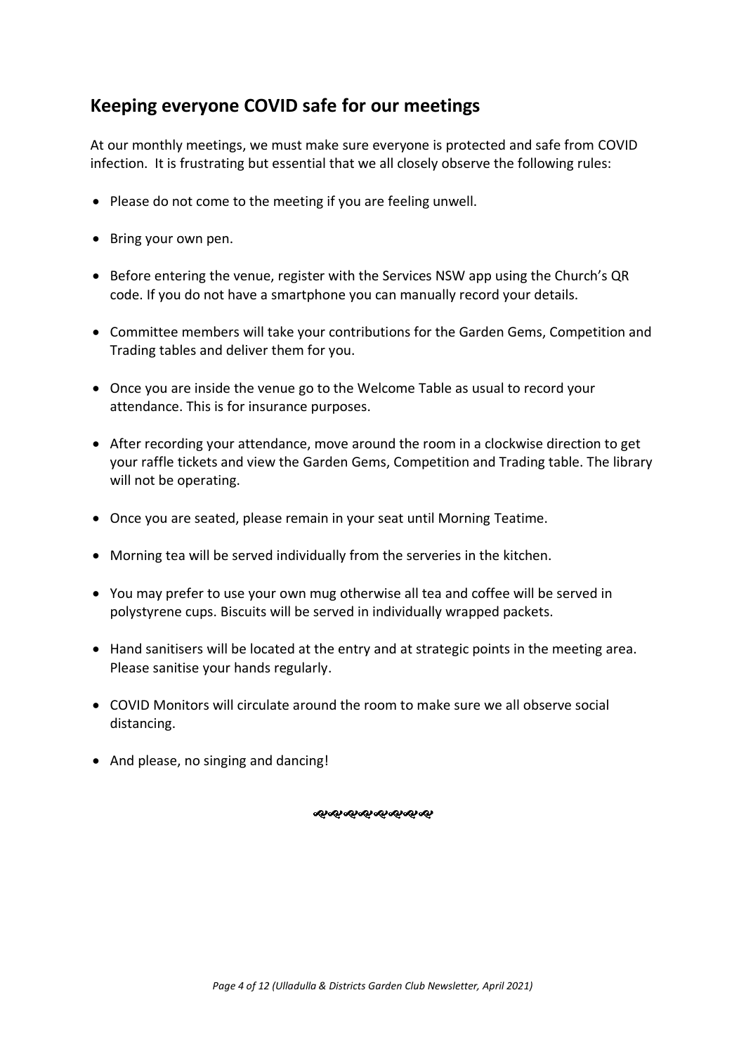## Keeping everyone COVID safe for our meetings

At our monthly meetings, we must make sure everyone is protected and safe from COVID infection. It is frustrating but essential that we all closely observe the following rules:

- Please do not come to the meeting if you are feeling unwell.
- Bring your own pen.
- Before entering the venue, register with the Services NSW app using the Church's QR code. If you do not have a smartphone you can manually record your details.
- Committee members will take your contributions for the Garden Gems, Competition and Trading tables and deliver them for you.
- Once you are inside the venue go to the Welcome Table as usual to record your attendance. This is for insurance purposes.
- After recording your attendance, move around the room in a clockwise direction to get your raffle tickets and view the Garden Gems, Competition and Trading table. The library will not be operating.
- Once you are seated, please remain in your seat until Morning Teatime.
- Morning tea will be served individually from the serveries in the kitchen.
- You may prefer to use your own mug otherwise all tea and coffee will be served in polystyrene cups. Biscuits will be served in individually wrapped packets.
- Hand sanitisers will be located at the entry and at strategic points in the meeting area. Please sanitise your hands regularly.
- COVID Monitors will circulate around the room to make sure we all observe social distancing.
- And please, no singing and dancing!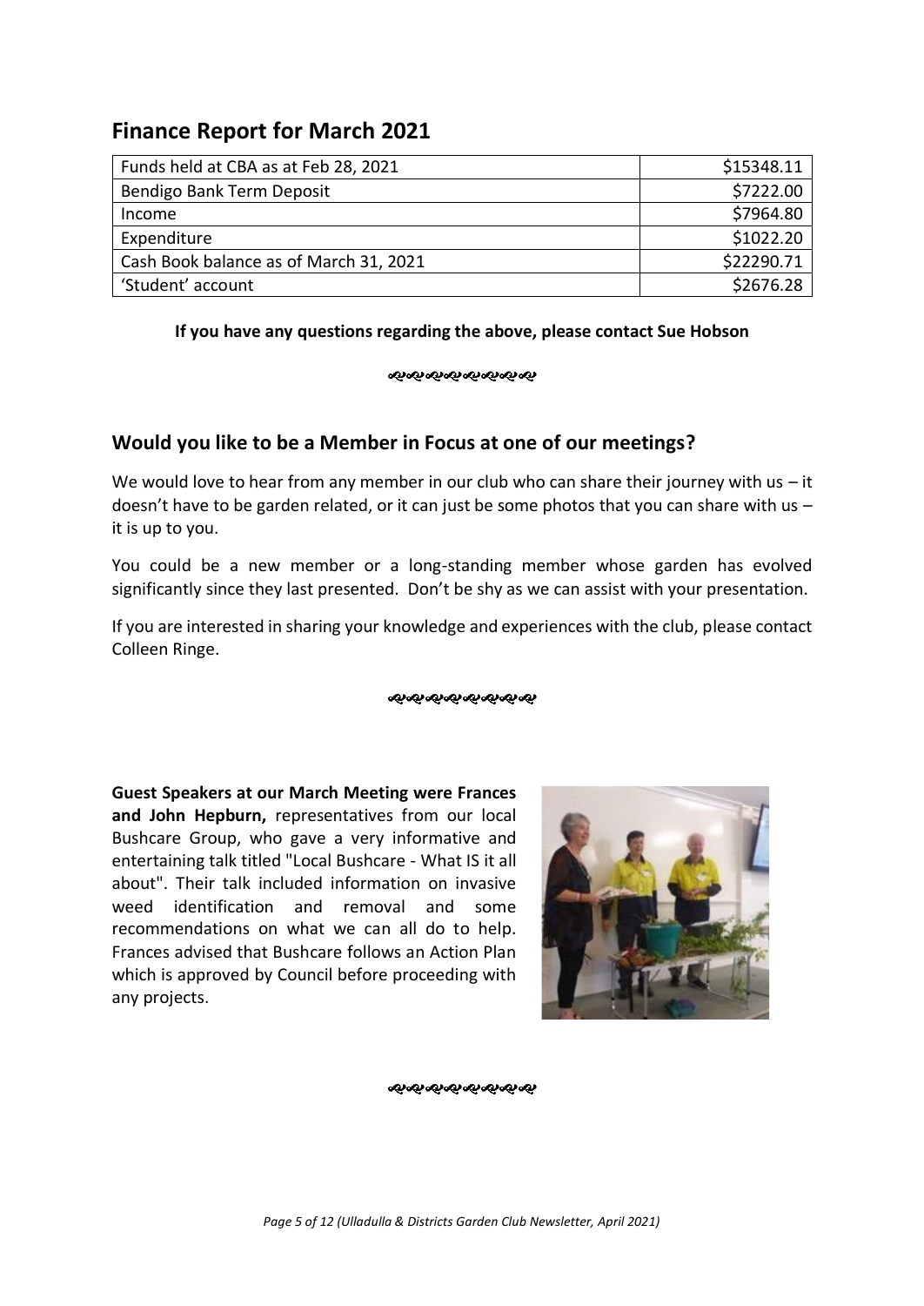## Finance Report for March 2021

| | |
|---|---|
| Funds held at CBA as at Feb 28, 2021 | $15348.11 |
| Bendigo Bank Term Deposit | $7222.00 |
| Income | $7964.80 |
| Expenditure | $1022.20 |
| Cash Book balance as of March 31, 2021 | $22290.71 |
| 'Student' account | $2676.28 |

**If you have any questions regarding the above, please contact Sue Hobson**

## Would you like to be a Member in Focus at one of our meetings?

We would love to hear from any member in our club who can share their journey with us – it doesn't have to be garden related, or it can just be some photos that you can share with us – it is up to you.

You could be a new member or a long-standing member whose garden has evolved significantly since they last presented. Don't be shy as we can assist with your presentation.

If you are interested in sharing your knowledge and experiences with the club, please contact Colleen Ringe.

**Guest Speakers at our March Meeting were Frances and John Hepburn,** representatives from our local Bushcare Group, who gave a very informative and entertaining talk titled "Local Bushcare - What IS it all about". Their talk included information on invasive weed identification and removal and some recommendations on what we can all do to help. Frances advised that Bushcare follows an Action Plan which is approved by Council before proceeding with any projects.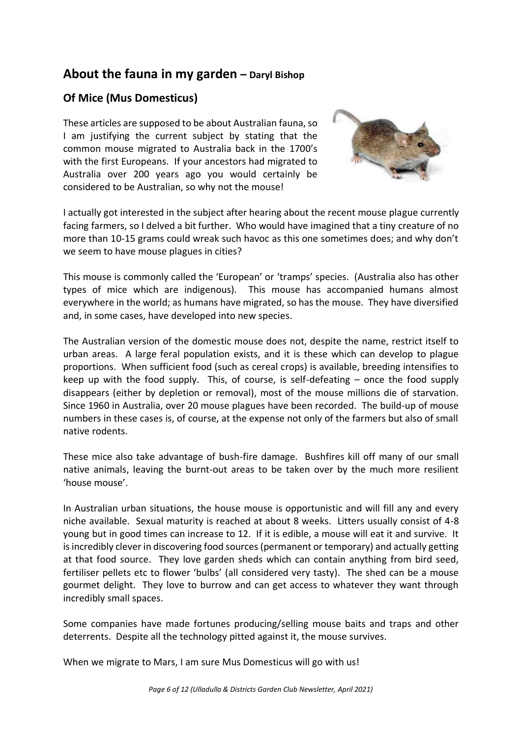## About the fauna in my garden – Daryl Bishop

### Of Mice (Mus Domesticus)

These articles are supposed to be about Australian fauna, so I am justifying the current subject by stating that the common mouse migrated to Australia back in the 1700's with the first Europeans. If your ancestors had migrated to Australia over 200 years ago you would certainly be considered to be Australian, so why not the mouse!

I actually got interested in the subject after hearing about the recent mouse plague currently facing farmers, so I delved a bit further. Who would have imagined that a tiny creature of no more than 10-15 grams could wreak such havoc as this one sometimes does; and why don't we seem to have mouse plagues in cities?

This mouse is commonly called the 'European' or 'tramps' species. (Australia also has other types of mice which are indigenous). This mouse has accompanied humans almost everywhere in the world; as humans have migrated, so has the mouse. They have diversified and, in some cases, have developed into new species.

The Australian version of the domestic mouse does not, despite the name, restrict itself to urban areas. A large feral population exists, and it is these which can develop to plague proportions. When sufficient food (such as cereal crops) is available, breeding intensifies to keep up with the food supply. This, of course, is self-defeating – once the food supply disappears (either by depletion or removal), most of the mouse millions die of starvation. Since 1960 in Australia, over 20 mouse plagues have been recorded. The build-up of mouse numbers in these cases is, of course, at the expense not only of the farmers but also of small native rodents.

These mice also take advantage of bush-fire damage. Bushfires kill off many of our small native animals, leaving the burnt-out areas to be taken over by the much more resilient 'house mouse'.

In Australian urban situations, the house mouse is opportunistic and will fill any and every niche available. Sexual maturity is reached at about 8 weeks. Litters usually consist of 4-8 young but in good times can increase to 12. If it is edible, a mouse will eat it and survive. It is incredibly clever in discovering food sources (permanent or temporary) and actually getting at that food source. They love garden sheds which can contain anything from bird seed, fertiliser pellets etc to flower 'bulbs' (all considered very tasty). The shed can be a mouse gourmet delight. They love to burrow and can get access to whatever they want through incredibly small spaces.

Some companies have made fortunes producing/selling mouse baits and traps and other deterrents. Despite all the technology pitted against it, the mouse survives.

When we migrate to Mars, I am sure Mus Domesticus will go with us!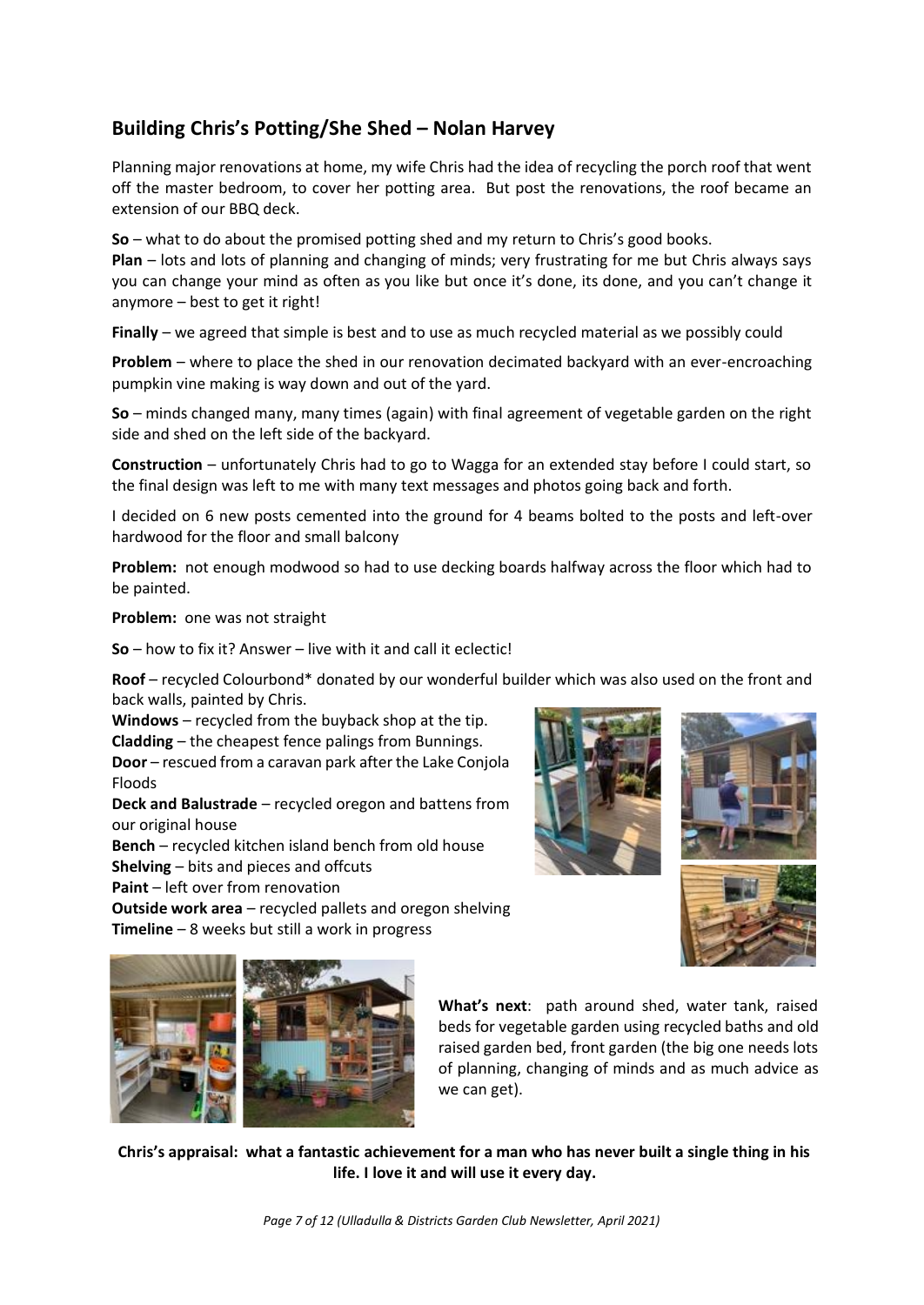## Building Chris's Potting/She Shed – Nolan Harvey

Planning major renovations at home, my wife Chris had the idea of recycling the porch roof that went off the master bedroom, to cover her potting area. But post the renovations, the roof became an extension of our BBQ deck.

**So** – what to do about the promised potting shed and my return to Chris's good books.

**Plan** – lots and lots of planning and changing of minds; very frustrating for me but Chris always says you can change your mind as often as you like but once it's done, its done, and you can't change it anymore – best to get it right!

**Finally** – we agreed that simple is best and to use as much recycled material as we possibly could

**Problem** – where to place the shed in our renovation decimated backyard with an ever-encroaching pumpkin vine making is way down and out of the yard.

**So** – minds changed many, many times (again) with final agreement of vegetable garden on the right side and shed on the left side of the backyard.

**Construction** – unfortunately Chris had to go to Wagga for an extended stay before I could start, so the final design was left to me with many text messages and photos going back and forth.

I decided on 6 new posts cemented into the ground for 4 beams bolted to the posts and left-over hardwood for the floor and small balcony

**Problem:** not enough modwood so had to use decking boards halfway across the floor which had to be painted.

**Problem:** one was not straight

**So** – how to fix it? Answer – live with it and call it eclectic!

**Roof** – recycled Colourbond* donated by our wonderful builder which was also used on the front and back walls, painted by Chris.

**Windows** – recycled from the buyback shop at the tip.
**Cladding** – the cheapest fence palings from Bunnings.
**Door** – rescued from a caravan park after the Lake Conjola Floods
**Deck and Balustrade** – recycled oregon and battens from our original house
**Bench** – recycled kitchen island bench from old house
**Shelving** – bits and pieces and offcuts
**Paint** – left over from renovation
**Outside work area** – recycled pallets and oregon shelving
**Timeline** – 8 weeks but still a work in progress

**What's next**: path around shed, water tank, raised beds for vegetable garden using recycled baths and old raised garden bed, front garden (the big one needs lots of planning, changing of minds and as much advice as we can get).

**Chris's appraisal: what a fantastic achievement for a man who has never built a single thing in his life. I love it and will use it every day.**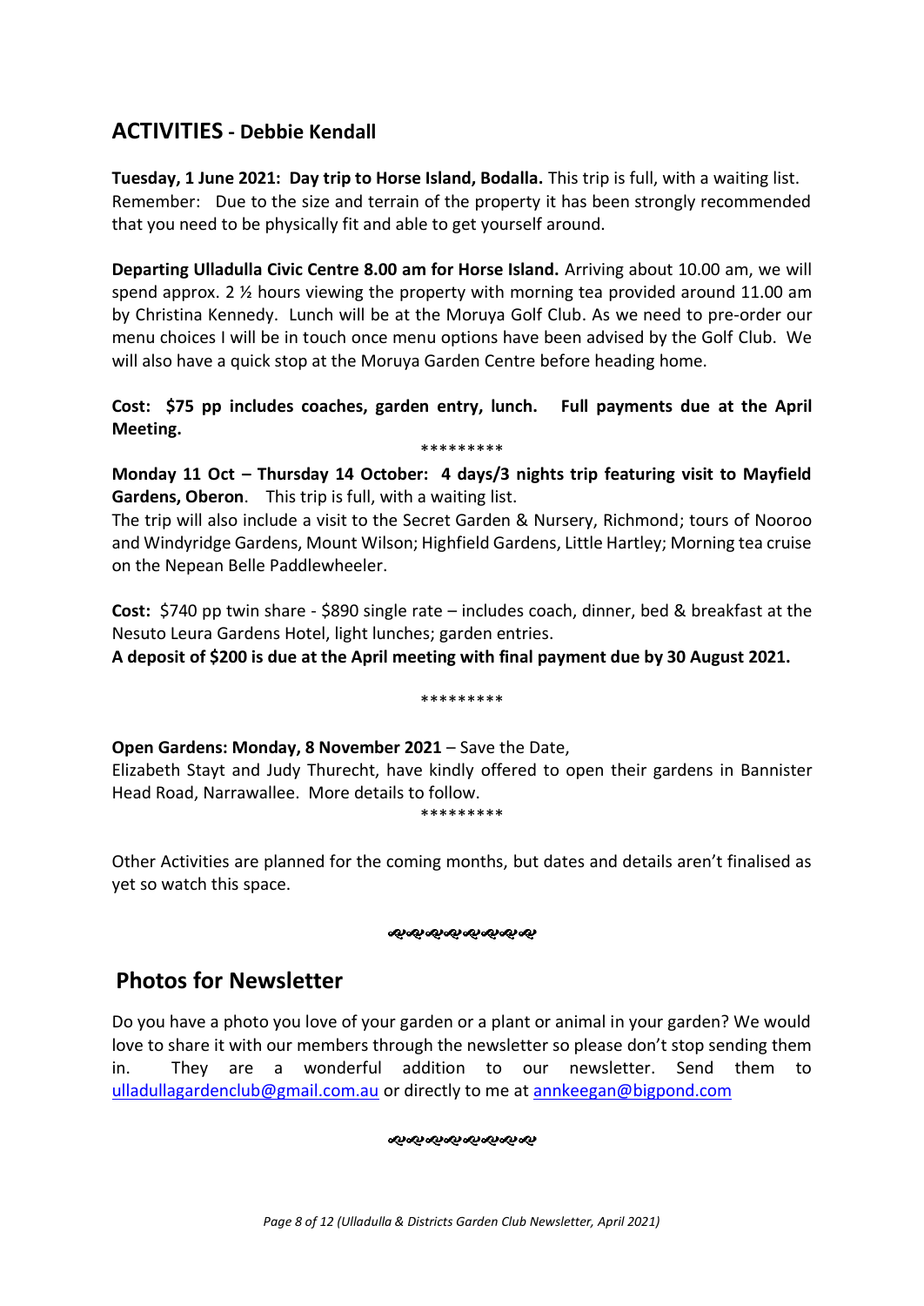## ACTIVITIES - Debbie Kendall

**Tuesday, 1 June 2021: Day trip to Horse Island, Bodalla.** This trip is full, with a waiting list. Remember: Due to the size and terrain of the property it has been strongly recommended that you need to be physically fit and able to get yourself around.

**Departing Ulladulla Civic Centre 8.00 am for Horse Island.** Arriving about 10.00 am, we will spend approx. 2 ½ hours viewing the property with morning tea provided around 11.00 am by Christina Kennedy. Lunch will be at the Moruya Golf Club. As we need to pre-order our menu choices I will be in touch once menu options have been advised by the Golf Club. We will also have a quick stop at the Moruya Garden Centre before heading home.

**Cost: $75 pp includes coaches, garden entry, lunch. Full payments due at the April Meeting.**

*********

**Monday 11 Oct – Thursday 14 October: 4 days/3 nights trip featuring visit to Mayfield Gardens, Oberon**. This trip is full, with a waiting list.

The trip will also include a visit to the Secret Garden & Nursery, Richmond; tours of Nooroo and Windyridge Gardens, Mount Wilson; Highfield Gardens, Little Hartley; Morning tea cruise on the Nepean Belle Paddlewheeler.

**Cost:** $740 pp twin share - $890 single rate – includes coach, dinner, bed & breakfast at the Nesuto Leura Gardens Hotel, light lunches; garden entries.

**A deposit of $200 is due at the April meeting with final payment due by 30 August 2021.**

*********

**Open Gardens: Monday, 8 November 2021** – Save the Date,

Elizabeth Stayt and Judy Thurecht, have kindly offered to open their gardens in Bannister Head Road, Narrawallee. More details to follow.

*********

Other Activities are planned for the coming months, but dates and details aren't finalised as yet so watch this space.

## Photos for Newsletter

Do you have a photo you love of your garden or a plant or animal in your garden? We would love to share it with our members through the newsletter so please don't stop sending them in. They are a wonderful addition to our newsletter. Send them to ulladullagardenclub@gmail.com.au or directly to me at annkeegan@bigpond.com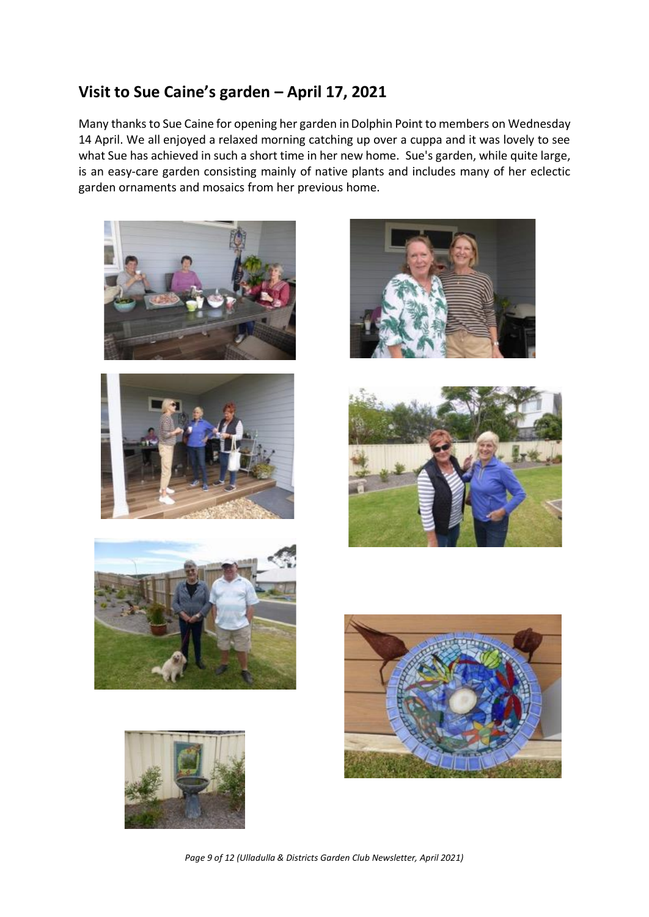## Visit to Sue Caine's garden – April 17, 2021

Many thanks to Sue Caine for opening her garden in Dolphin Point to members on Wednesday 14 April. We all enjoyed a relaxed morning catching up over a cuppa and it was lovely to see what Sue has achieved in such a short time in her new home. Sue's garden, while quite large, is an easy-care garden consisting mainly of native plants and includes many of her eclectic garden ornaments and mosaics from her previous home.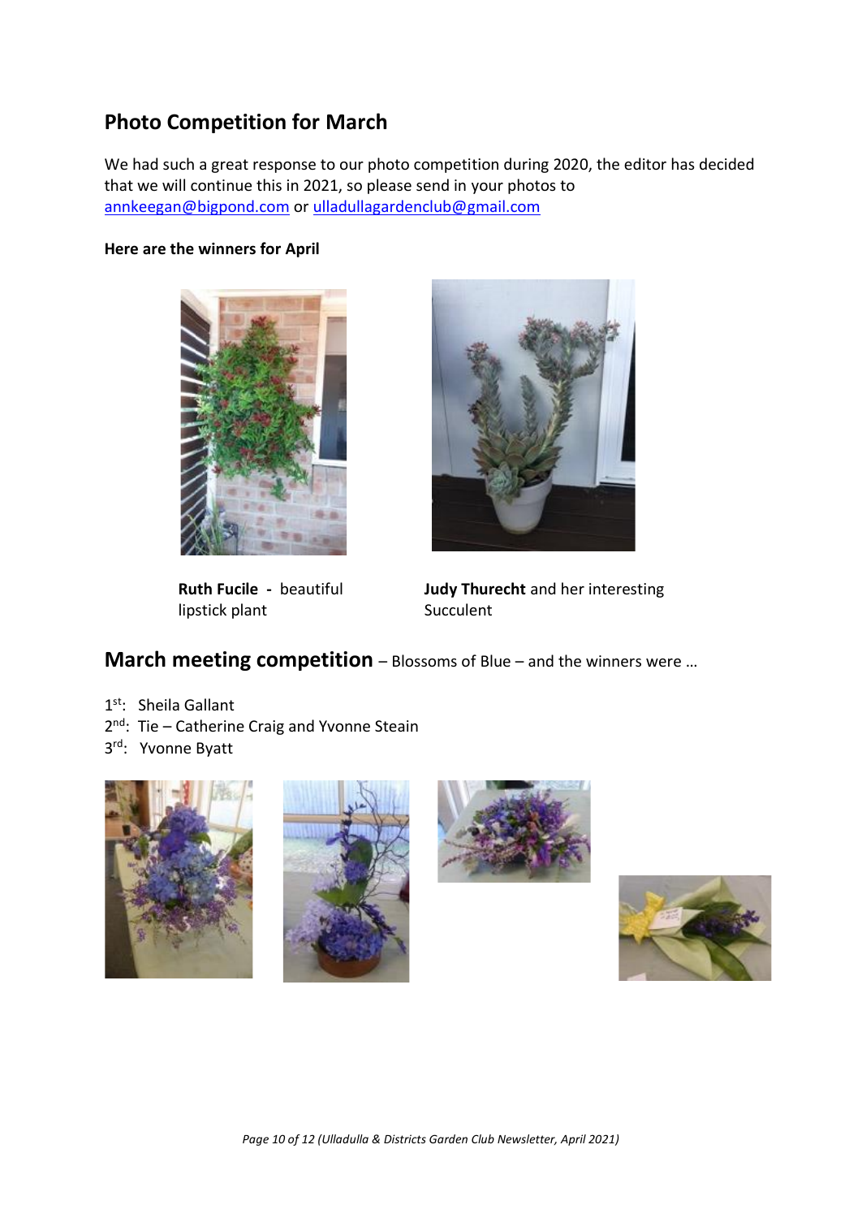## Photo Competition for March

We had such a great response to our photo competition during 2020, the editor has decided that we will continue this in 2021, so please send in your photos to annkeegan@bigpond.com or ulladullagardenclub@gmail.com

**Here are the winners for April**

**Ruth Fucile** - beautiful lipstick plant

**Judy Thurecht** and her interesting Succulent

## March meeting competition – Blossoms of Blue – and the winners were …

1st: Sheila Gallant
2nd: Tie – Catherine Craig and Yvonne Steain
3rd: Yvonne Byatt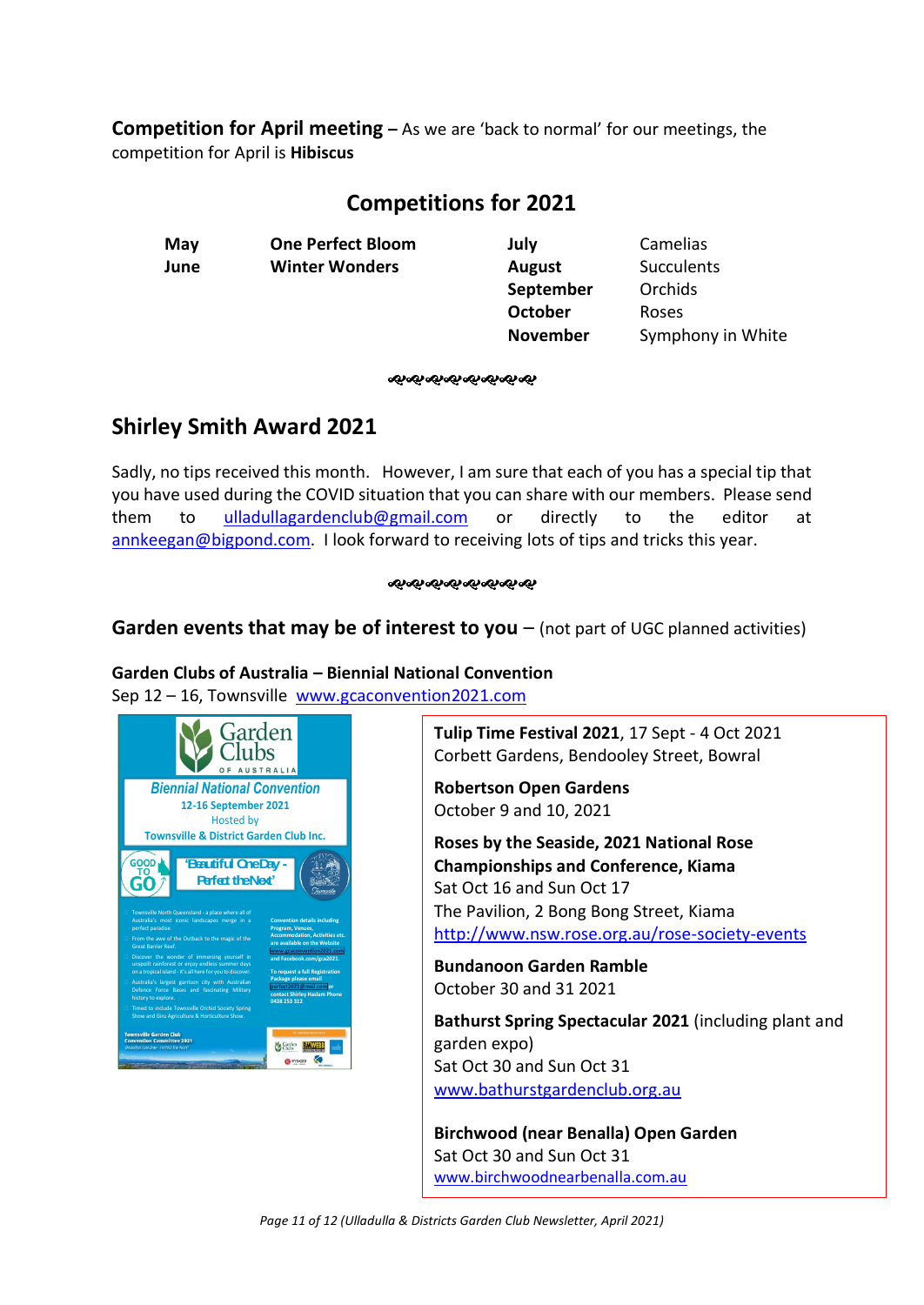**Competition for April meeting –** As we are 'back to normal' for our meetings, the competition for April is **Hibiscus**

## Competitions for 2021

| | | | |
|---|---|---|---|
| **May** | **One Perfect Bloom** | **July** | Camelias |
| **June** | **Winter Wonders** | **August** | Succulents |
| | | **September** | Orchids |
| | | **October** | Roses |
| | | **November** | Symphony in White |

## Shirley Smith Award 2021

Sadly, no tips received this month. However, I am sure that each of you has a special tip that you have used during the COVID situation that you can share with our members. Please send them to ulladullagardenclub@gmail.com or directly to the editor at annkeegan@bigpond.com. I look forward to receiving lots of tips and tricks this year.

## Garden events that may be of interest to you – (not part of UGC planned activities)

**Garden Clubs of Australia – Biennial National Convention**
Sep 12 – 16, Townsville www.gcaconvention2021.com

**Tulip Time Festival 2021**, 17 Sept - 4 Oct 2021
Corbett Gardens, Bendooley Street, Bowral

**Robertson Open Gardens**
October 9 and 10, 2021

**Roses by the Seaside, 2021 National Rose Championships and Conference, Kiama**
Sat Oct 16 and Sun Oct 17
The Pavilion, 2 Bong Bong Street, Kiama
http://www.nsw.rose.org.au/rose-society-events

**Bundanoon Garden Ramble**
October 30 and 31 2021

**Bathurst Spring Spectacular 2021** (including plant and garden expo)
Sat Oct 30 and Sun Oct 31
www.bathurstgardenclub.org.au

**Birchwood (near Benalla) Open Garden**
Sat Oct 30 and Sun Oct 31
www.birchwoodnearbenalla.com.au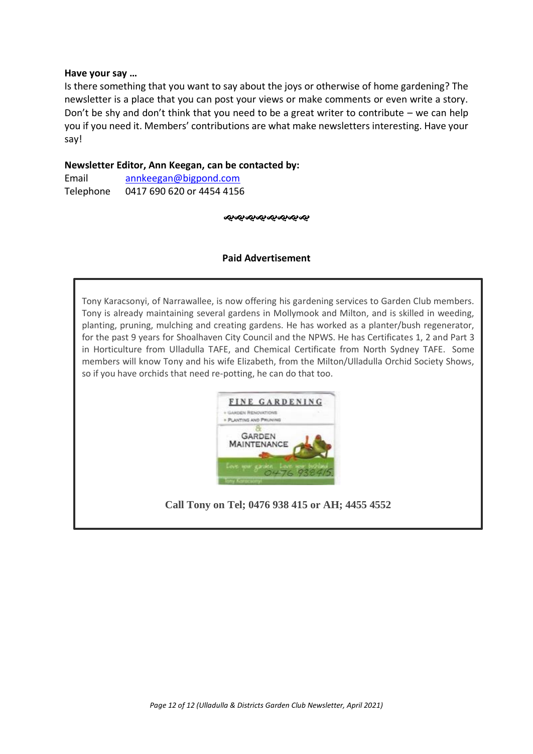**Have your say …**

Is there something that you want to say about the joys or otherwise of home gardening? The newsletter is a place that you can post your views or make comments or even write a story. Don't be shy and don't think that you need to be a great writer to contribute – we can help you if you need it. Members' contributions are what make newsletters interesting. Have your say!

**Newsletter Editor, Ann Keegan, can be contacted by:**

Email annkeegan@bigpond.com
Telephone 0417 690 620 or 4454 4156

**Paid Advertisement**

Tony Karacsonyi, of Narrawallee, is now offering his gardening services to Garden Club members. Tony is already maintaining several gardens in Mollymook and Milton, and is skilled in weeding, planting, pruning, mulching and creating gardens. He has worked as a planter/bush regenerator, for the past 9 years for Shoalhaven City Council and the NPWS. He has Certificates 1, 2 and Part 3 in Horticulture from Ulladulla TAFE, and Chemical Certificate from North Sydney TAFE. Some members will know Tony and his wife Elizabeth, from the Milton/Ulladulla Orchid Society Shows, so if you have orchids that need re-potting, he can do that too.

FINE GARDENING
- GARDEN RENOVATIONS
- PLANTING AND PRUNING

& GARDEN MAINTENANCE

Love your garden. Love your backyard. 0476 938415.
Tony Karacsonyi

**Call Tony on Tel; 0476 938 415 or AH; 4455 4552**